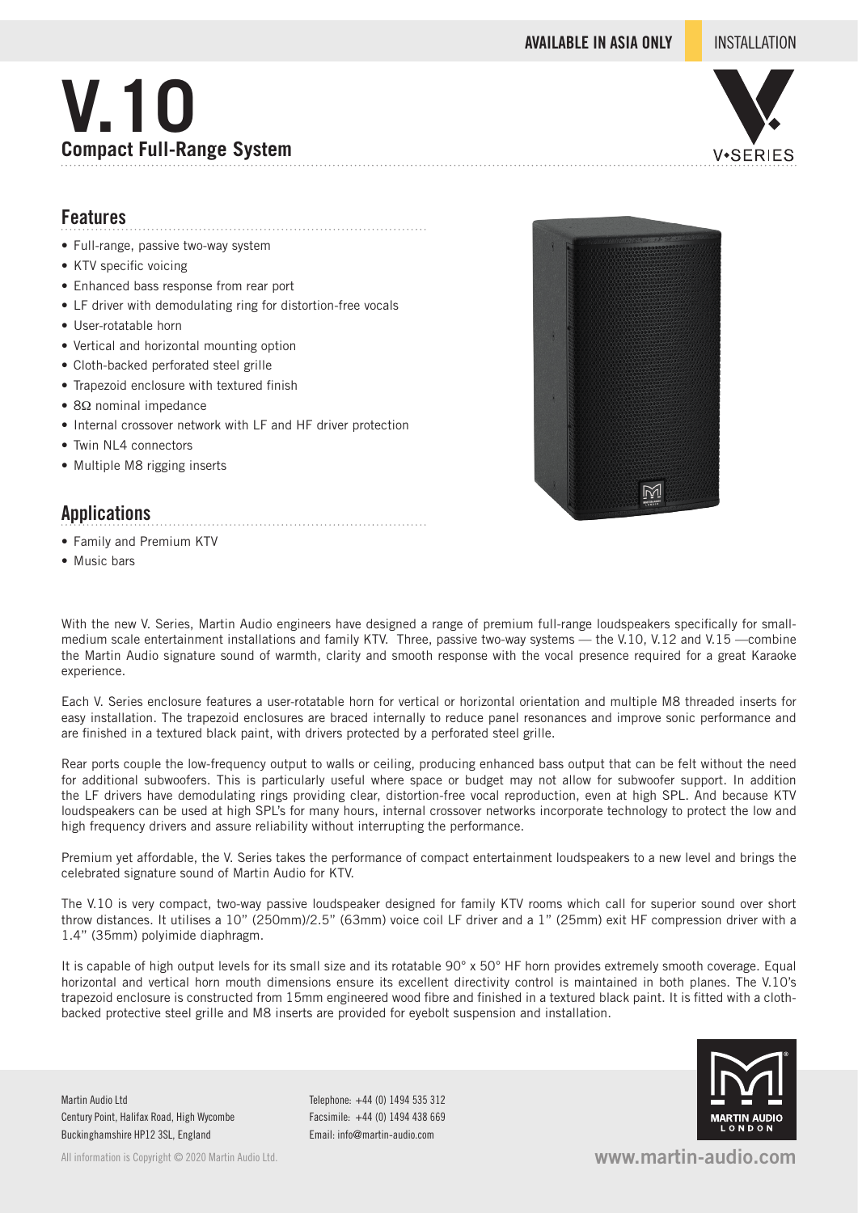AVAILABLE IN ASIA ONLY | INSTALLATION

# V.10

## Compact Full-Range System

## Features

- Full-range, passive two-way system
- KTV specific voicing
- Enhanced bass response from rear port
- LF driver with demodulating ring for distortion-free vocals
- User-rotatable horn
- Vertical and horizontal mounting option
- Cloth-backed perforated steel grille
- Trapezoid enclosure with textured finish
- 8Ω nominal impedance
- Internal crossover network with LF and HF driver protection
- Twin NL4 connectors
- Multiple M8 rigging inserts

## Applications

- Family and Premium KTV
- Music bars

With the new V. Series, Martin Audio engineers have designed a range of premium full-range loudspeakers specifically for small-medium scale entertainment installations and family KTV. Three, passive two-way systems — the V.10, V.12 and V.15 —combine the Martin Audio signature sound of warmth, clarity and smooth response with the vocal presence required for a great Karaoke experience.

Each V. Series enclosure features a user-rotatable horn for vertical or horizontal orientation and multiple M8 threaded inserts for easy installation. The trapezoid enclosures are braced internally to reduce panel resonances and improve sonic performance and are finished in a textured black paint, with drivers protected by a perforated steel grille.

Rear ports couple the low-frequency output to walls or ceiling, producing enhanced bass output that can be felt without the need for additional subwoofers. This is particularly useful where space or budget may not allow for subwoofer support. In addition the LF drivers have demodulating rings providing clear, distortion-free vocal reproduction, even at high SPL. And because KTV loudspeakers can be used at high SPL's for many hours, internal crossover networks incorporate technology to protect the low and high frequency drivers and assure reliability without interrupting the performance.

Premium yet affordable, the V. Series takes the performance of compact entertainment loudspeakers to a new level and brings the celebrated signature sound of Martin Audio for KTV.

The V.10 is very compact, two-way passive loudspeaker designed for family KTV rooms which call for superior sound over short throw distances. It utilises a 10" (250mm)/2.5" (63mm) voice coil LF driver and a 1" (25mm) exit HF compression driver with a 1.4" (35mm) polyimide diaphragm.

It is capable of high output levels for its small size and its rotatable 90° x 50° HF horn provides extremely smooth coverage. Equal horizontal and vertical horn mouth dimensions ensure its excellent directivity control is maintained in both planes. The V.10's trapezoid enclosure is constructed from 15mm engineered wood fibre and finished in a textured black paint. It is fitted with a cloth-backed protective steel grille and M8 inserts are provided for eyebolt suspension and installation.

Martin Audio Ltd
Century Point, Halifax Road, High Wycombe
Buckinghamshire HP12 3SL, England

Telephone: +44 (0) 1494 535 312
Facsimile: +44 (0) 1494 438 669
Email: info@martin-audio.com

All information is Copyright © 2020 Martin Audio Ltd.

www.martin-audio.com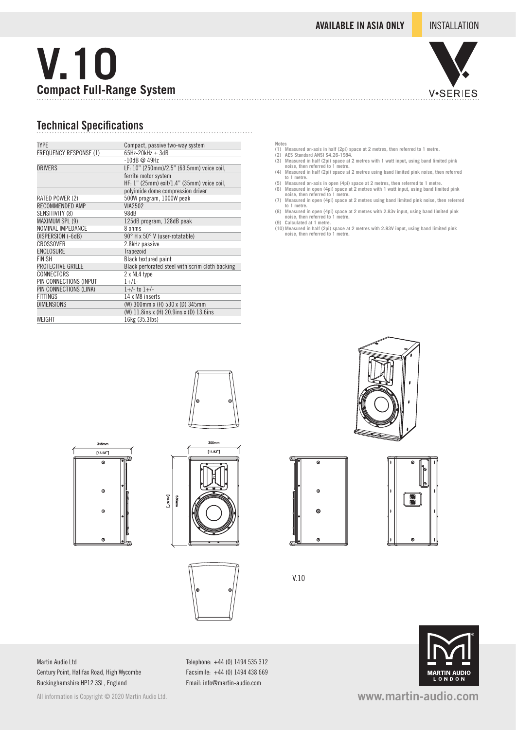AVAILABLE IN ASIA ONLY | INSTALLATION

# V.10

## Compact Full-Range System

## Technical Specifications

| | |
|---|---|
| TYPE | Compact, passive two-way system |
| FREQUENCY RESPONSE (1) | 65Hz-20kHz ± 3dB |
| | -10dB @ 49Hz |
| DRIVERS | LF: 10" (250mm)/2.5" (63.5mm) voice coil, |
| | ferrite motor system |
| | HF: 1" (25mm) exit/1.4" (35mm) voice coil, |
| | polyimide dome compression driver |
| RATED POWER (2) | 500W program, 1000W peak |
| RECOMMENDED AMP | VIA2502 |
| SENSITIVITY (8) | 98dB |
| MAXIMUM SPL (9) | 125dB program, 128dB peak |
| NOMINAL IMPEDANCE | 8 ohms |
| DISPERSION (-6dB) | 90° H x 50° V (user-rotatable) |
| CROSSOVER | 2.8kHz passive |
| ENCLOSURE | Trapezoid |
| FINISH | Black textured paint |
| PROTECTIVE GRILLE | Black perforated steel with scrim cloth backing |
| CONNECTORS | 2 x NL4 type |
| PIN CONNECTIONS (INPUT | 1+/1- |
| PIN CONNECTIONS (LINK) | 1+/- to 1+/- |
| FITTINGS | 14 x M8 inserts |
| DIMENSIONS | (W) 300mm x (H) 530 x (D) 345mm |
| | (W) 11.8ins x (H) 20.9ins x (D) 13.6ins |
| WEIGHT | 16kg (35.3lbs) |

**Notes**

(1) Measured on-axis in half (2pi) space at 2 metres, then referred to 1 metre.
(2) AES Standard ANSI S4.26-1984.
(3) Measured in half (2pi) space at 2 metres with 1 watt input, using band limited pink noise, then referred to 1 metre.
(4) Measured in half (2pi) space at 2 metres using band limited pink noise, then referred to 1 metre.
(5) Measured on-axis in open (4pi) space at 2 metres, then referred to 1 metre.
(6) Measured in open (4pi) space at 2 metres with 1 watt input, using band limited pink noise, then referred to 1 metre.
(7) Measured in open (4pi) space at 2 metres using band limited pink noise, then referred to 1 metre.
(8) Measured in open (4pi) space at 2 metres with 2.83v input, using band limited pink noise, then referred to 1 metre.
(9) Calculated at 1 metre.
(10) Measured in half (2pi) space at 2 metres with 2.83V input, using band limited pink noise, then referred to 1 metre.

345mm [13.58"]

300mm [11.83"]

530mm [20.87"]

V.10

Martin Audio Ltd
Century Point, Halifax Road, High Wycombe
Buckinghamshire HP12 3SL, England

Telephone: +44 (0) 1494 535 312
Facsimile: +44 (0) 1494 438 669
Email: info@martin-audio.com

All information is Copyright © 2020 Martin Audio Ltd.

www.martin-audio.com